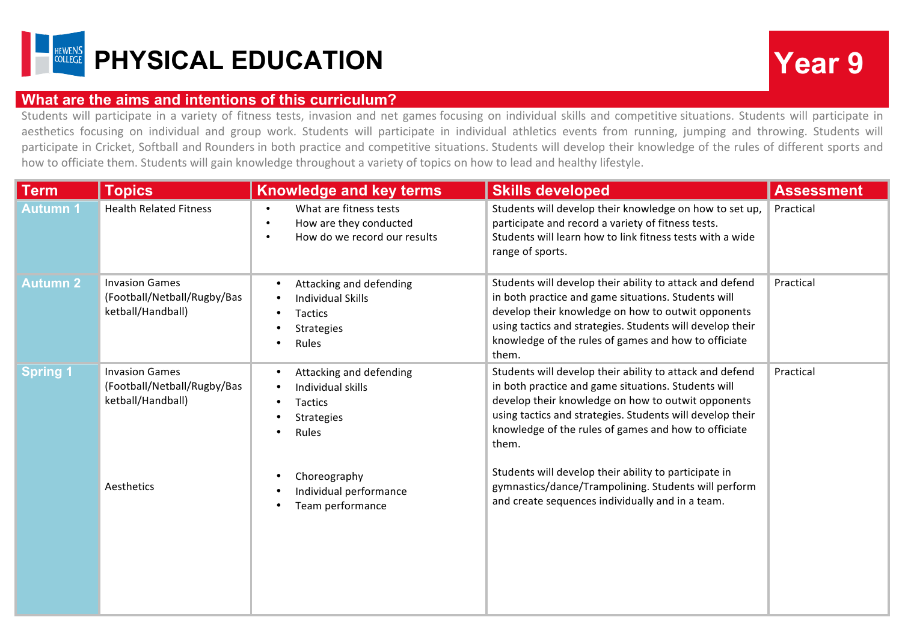# PHYSICAL EDUCATION

**Year 9**

## What are the aims and intentions of this curriculum?

Students will participate in a variety of fitness tests, invasion and net games focusing on individual skills and competitive situations. Students will participate in aesthetics focusing on individual and group work. Students will participate in individual athletics events from running, jumping and throwing. Students will participate in Cricket, Softball and Rounders in both practice and competitive situations. Students will develop their knowledge of the rules of different sports and how to officiate them. Students will gain knowledge throughout a variety of topics on how to lead and healthy lifestyle.

| Term | Topics | Knowledge and key terms | Skills developed | Assessment |
|---|---|---|---|---|
| Autumn 1 | Health Related Fitness | • What are fitness tests<br>• How are they conducted<br>• How do we record our results | Students will develop their knowledge on how to set up, participate and record a variety of fitness tests. Students will learn how to link fitness tests with a wide range of sports. | Practical |
| Autumn 2 | Invasion Games (Football/Netball/Rugby/Basketball/Handball) | • Attacking and defending<br>• Individual Skills<br>• Tactics<br>• Strategies<br>• Rules | Students will develop their ability to attack and defend in both practice and game situations. Students will develop their knowledge on how to outwit opponents using tactics and strategies. Students will develop their knowledge of the rules of games and how to officiate them. | Practical |
| Spring 1 | Invasion Games (Football/Netball/Rugby/Basketball/Handball)<br><br>Aesthetics | • Attacking and defending<br>• Individual skills<br>• Tactics<br>• Strategies<br>• Rules<br><br>• Choreography<br>• Individual performance<br>• Team performance | Students will develop their ability to attack and defend in both practice and game situations. Students will develop their knowledge on how to outwit opponents using tactics and strategies. Students will develop their knowledge of the rules of games and how to officiate them.<br><br>Students will develop their ability to participate in gymnastics/dance/Trampolining. Students will perform and create sequences individually and in a team. | Practical |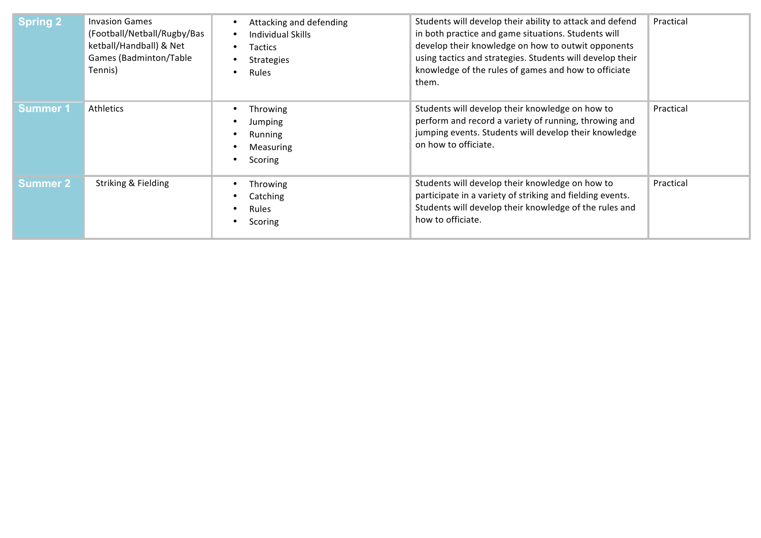| | | | | |
|---|---|---|---|---|
| **Spring 2** | Invasion Games (Football/Netball/Rugby/Basketball/Handball) & Net Games (Badminton/Table Tennis) | • Attacking and defending<br>• Individual Skills<br>• Tactics<br>• Strategies<br>• Rules | Students will develop their ability to attack and defend in both practice and game situations. Students will develop their knowledge on how to outwit opponents using tactics and strategies. Students will develop their knowledge of the rules of games and how to officiate them. | Practical |
| **Summer 1** | Athletics | • Throwing<br>• Jumping<br>• Running<br>• Measuring<br>• Scoring | Students will develop their knowledge on how to perform and record a variety of running, throwing and jumping events. Students will develop their knowledge on how to officiate. | Practical |
| **Summer 2** | Striking & Fielding | • Throwing<br>• Catching<br>• Rules<br>• Scoring | Students will develop their knowledge on how to participate in a variety of striking and fielding events. Students will develop their knowledge of the rules and how to officiate. | Practical |